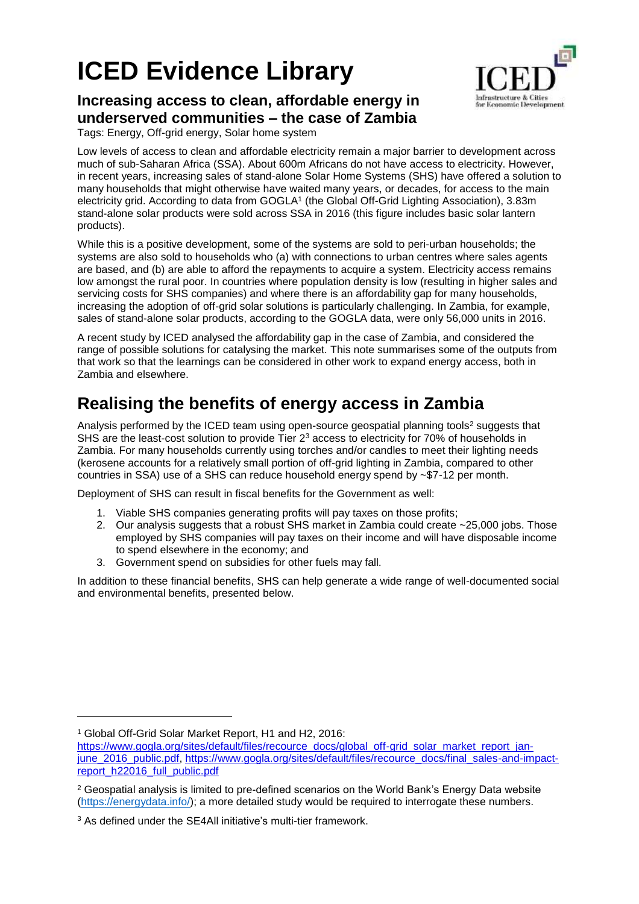# ICED Evidence Library

## Increasing access to clean, affordable energy in underserved communities – the case of Zambia

Tags: Energy, Off-grid energy, Solar home system

Low levels of access to clean and affordable electricity remain a major barrier to development across much of sub-Saharan Africa (SSA). About 600m Africans do not have access to electricity. However, in recent years, increasing sales of stand-alone Solar Home Systems (SHS) have offered a solution to many households that might otherwise have waited many years, or decades, for access to the main electricity grid. According to data from GOGLA[1] (the Global Off-Grid Lighting Association), 3.83m stand-alone solar products were sold across SSA in 2016 (this figure includes basic solar lantern products).

While this is a positive development, some of the systems are sold to peri-urban households; the systems are also sold to households who (a) with connections to urban centres where sales agents are based, and (b) are able to afford the repayments to acquire a system. Electricity access remains low amongst the rural poor. In countries where population density is low (resulting in higher sales and servicing costs for SHS companies) and where there is an affordability gap for many households, increasing the adoption of off-grid solar solutions is particularly challenging. In Zambia, for example, sales of stand-alone solar products, according to the GOGLA data, were only 56,000 units in 2016.

A recent study by ICED analysed the affordability gap in the case of Zambia, and considered the range of possible solutions for catalysing the market. This note summarises some of the outputs from that work so that the learnings can be considered in other work to expand energy access, both in Zambia and elsewhere.

# Realising the benefits of energy access in Zambia

Analysis performed by the ICED team using open-source geospatial planning tools[2] suggests that SHS are the least-cost solution to provide Tier 2[3] access to electricity for 70% of households in Zambia. For many households currently using torches and/or candles to meet their lighting needs (kerosene accounts for a relatively small portion of off-grid lighting in Zambia, compared to other countries in SSA) use of a SHS can reduce household energy spend by ~$7-12 per month.

Deployment of SHS can result in fiscal benefits for the Government as well:

1. Viable SHS companies generating profits will pay taxes on those profits;
2. Our analysis suggests that a robust SHS market in Zambia could create ~25,000 jobs. Those employed by SHS companies will pay taxes on their income and will have disposable income to spend elsewhere in the economy; and
3. Government spend on subsidies for other fuels may fall.

In addition to these financial benefits, SHS can help generate a wide range of well-documented social and environmental benefits, presented below.

---

[1] Global Off-Grid Solar Market Report, H1 and H2, 2016: https://www.gogla.org/sites/default/files/recource_docs/global_off-grid_solar_market_report_jan-june_2016_public.pdf, https://www.gogla.org/sites/default/files/recource_docs/final_sales-and-impact-report_h22016_full_public.pdf

[2] Geospatial analysis is limited to pre-defined scenarios on the World Bank's Energy Data website (https://energydata.info/); a more detailed study would be required to interrogate these numbers.

[3] As defined under the SE4All initiative's multi-tier framework.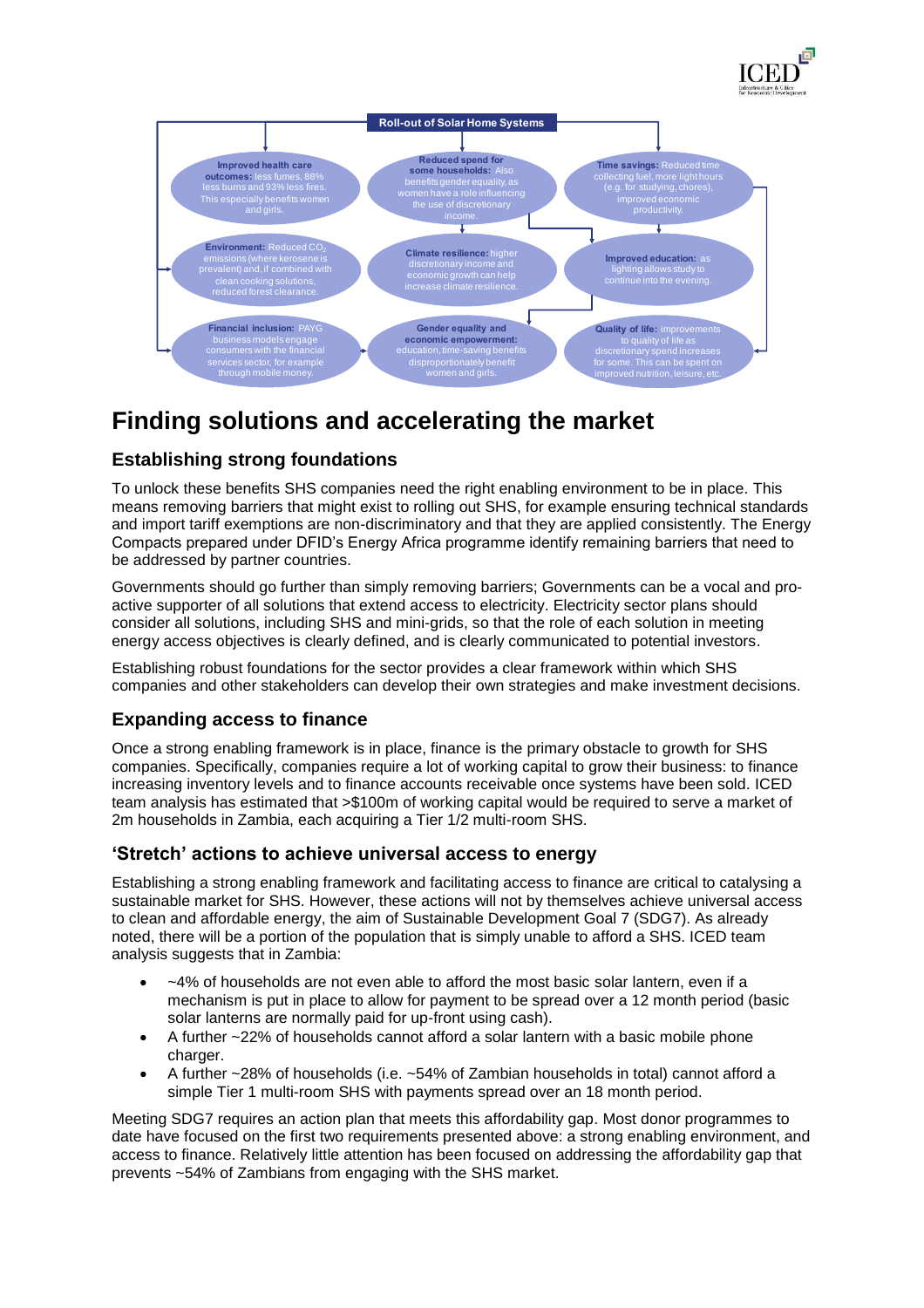**Roll-out of Solar Home Systems**

**Improved health care outcomes:** less fumes, 88% less burns and 93% less fires. This especially benefits women and girls.

**Reduced spend for some households:** Also benefits gender equality, as women have a role influencing the use of discretionary income.

**Time savings:** Reduced time collecting fuel, more light hours (e.g. for studying, chores), improved economic productivity.

**Environment:** Reduced $CO_2$ emissions (where kerosene is prevalent) and, if combined with clean cooking solutions, reduced forest clearance.

**Climate resilience:** higher discretionary income and economic growth can help increase climate resilience.

**Improved education:** as lighting allows study to continue into the evening.

**Financial inclusion:** PAYG business models engage consumers with the financial services sector, for example through mobile money.

**Gender equality and economic empowerment:** education, time-saving benefits disproportionately benefit women and girls.

**Quality of life:** improvements to quality of life as discretionary spend increases for some. This can be spent on improved nutrition, leisure, etc.

# Finding solutions and accelerating the market

## Establishing strong foundations

To unlock these benefits SHS companies need the right enabling environment to be in place. This means removing barriers that might exist to rolling out SHS, for example ensuring technical standards and import tariff exemptions are non-discriminatory and that they are applied consistently. The Energy Compacts prepared under DFID's Energy Africa programme identify remaining barriers that need to be addressed by partner countries.

Governments should go further than simply removing barriers; Governments can be a vocal and pro-active supporter of all solutions that extend access to electricity. Electricity sector plans should consider all solutions, including SHS and mini-grids, so that the role of each solution in meeting energy access objectives is clearly defined, and is clearly communicated to potential investors.

Establishing robust foundations for the sector provides a clear framework within which SHS companies and other stakeholders can develop their own strategies and make investment decisions.

## Expanding access to finance

Once a strong enabling framework is in place, finance is the primary obstacle to growth for SHS companies. Specifically, companies require a lot of working capital to grow their business: to finance increasing inventory levels and to finance accounts receivable once systems have been sold. ICED team analysis has estimated that >$100m of working capital would be required to serve a market of 2m households in Zambia, each acquiring a Tier 1/2 multi-room SHS.

## 'Stretch' actions to achieve universal access to energy

Establishing a strong enabling framework and facilitating access to finance are critical to catalysing a sustainable market for SHS. However, these actions will not by themselves achieve universal access to clean and affordable energy, the aim of Sustainable Development Goal 7 (SDG7). As already noted, there will be a portion of the population that is simply unable to afford a SHS. ICED team analysis suggests that in Zambia:

- ~4% of households are not even able to afford the most basic solar lantern, even if a mechanism is put in place to allow for payment to be spread over a 12 month period (basic solar lanterns are normally paid for up-front using cash).
- A further ~22% of households cannot afford a solar lantern with a basic mobile phone charger.
- A further ~28% of households (i.e. ~54% of Zambian households in total) cannot afford a simple Tier 1 multi-room SHS with payments spread over an 18 month period.

Meeting SDG7 requires an action plan that meets this affordability gap. Most donor programmes to date have focused on the first two requirements presented above: a strong enabling environment, and access to finance. Relatively little attention has been focused on addressing the affordability gap that prevents ~54% of Zambians from engaging with the SHS market.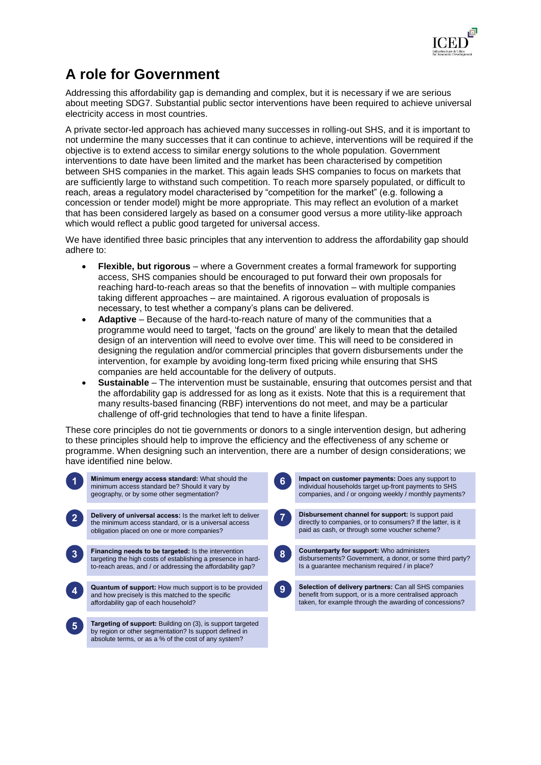# A role for Government

Addressing this affordability gap is demanding and complex, but it is necessary if we are serious about meeting SDG7. Substantial public sector interventions have been required to achieve universal electricity access in most countries.

A private sector-led approach has achieved many successes in rolling-out SHS, and it is important to not undermine the many successes that it can continue to achieve, interventions will be required if the objective is to extend access to similar energy solutions to the whole population. Government interventions to date have been limited and the market has been characterised by competition between SHS companies in the market. This again leads SHS companies to focus on markets that are sufficiently large to withstand such competition. To reach more sparsely populated, or difficult to reach, areas a regulatory model characterised by "competition for the market" (e.g. following a concession or tender model) might be more appropriate. This may reflect an evolution of a market that has been considered largely as based on a consumer good versus a more utility-like approach which would reflect a public good targeted for universal access.

We have identified three basic principles that any intervention to address the affordability gap should adhere to:

- **Flexible, but rigorous** – where a Government creates a formal framework for supporting access, SHS companies should be encouraged to put forward their own proposals for reaching hard-to-reach areas so that the benefits of innovation – with multiple companies taking different approaches – are maintained. A rigorous evaluation of proposals is necessary, to test whether a company's plans can be delivered.
- **Adaptive** – Because of the hard-to-reach nature of many of the communities that a programme would need to target, 'facts on the ground' are likely to mean that the detailed design of an intervention will need to evolve over time. This will need to be considered in designing the regulation and/or commercial principles that govern disbursements under the intervention, for example by avoiding long-term fixed pricing while ensuring that SHS companies are held accountable for the delivery of outputs.
- **Sustainable** – The intervention must be sustainable, ensuring that outcomes persist and that the affordability gap is addressed for as long as it exists. Note that this is a requirement that many results-based financing (RBF) interventions do not meet, and may be a particular challenge of off-grid technologies that tend to have a finite lifespan.

These core principles do not tie governments or donors to a single intervention design, but adhering to these principles should help to improve the efficiency and the effectiveness of any scheme or programme. When designing such an intervention, there are a number of design considerations; we have identified nine below.

1. **Minimum energy access standard:** What should the minimum access standard be? Should it vary by geography, or by some other segmentation?
2. **Delivery of universal access:** Is the market left to deliver the minimum access standard, or is a universal access obligation placed on one or more companies?
3. **Financing needs to be targeted:** Is the intervention targeting the high costs of establishing a presence in hard-to-reach areas, and / or addressing the affordability gap?
4. **Quantum of support:** How much support is to be provided and how precisely is this matched to the specific affordability gap of each household?
5. **Targeting of support:** Building on (3), is support targeted by region or other segmentation? Is support defined in absolute terms, or as a % of the cost of any system?
6. **Impact on customer payments:** Does any support to individual households target up-front payments to SHS companies, and / or ongoing weekly / monthly payments?
7. **Disbursement channel for support:** Is support paid directly to companies, or to consumers? If the latter, is it paid as cash, or through some voucher scheme?
8. **Counterparty for support:** Who administers disbursements? Government, a donor, or some third party? Is a guarantee mechanism required / in place?
9. **Selection of delivery partners:** Can all SHS companies benefit from support, or is a more centralised approach taken, for example through the awarding of concessions?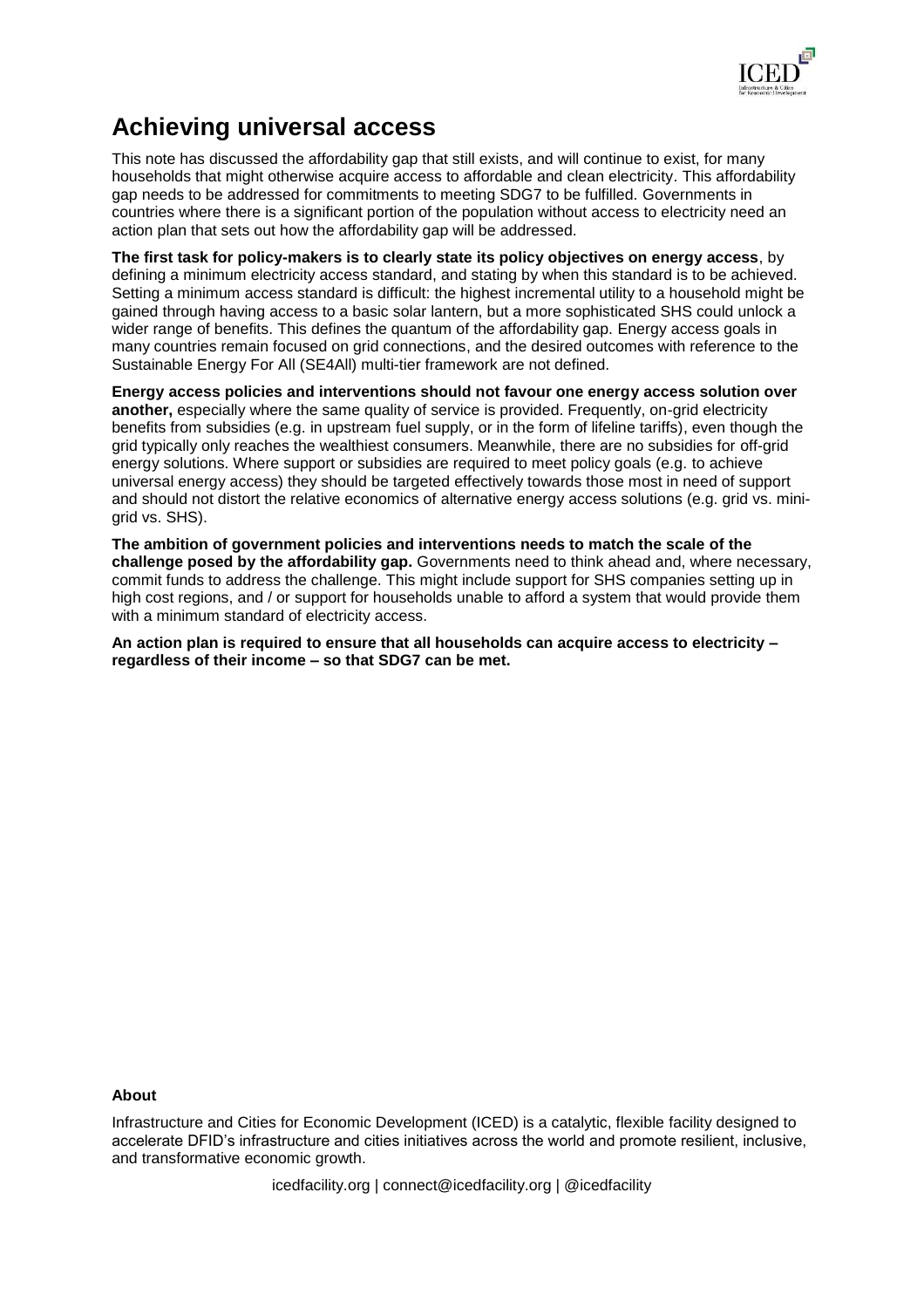# Achieving universal access

This note has discussed the affordability gap that still exists, and will continue to exist, for many households that might otherwise acquire access to affordable and clean electricity. This affordability gap needs to be addressed for commitments to meeting SDG7 to be fulfilled. Governments in countries where there is a significant portion of the population without access to electricity need an action plan that sets out how the affordability gap will be addressed.

**The first task for policy-makers is to clearly state its policy objectives on energy access**, by defining a minimum electricity access standard, and stating by when this standard is to be achieved. Setting a minimum access standard is difficult: the highest incremental utility to a household might be gained through having access to a basic solar lantern, but a more sophisticated SHS could unlock a wider range of benefits. This defines the quantum of the affordability gap. Energy access goals in many countries remain focused on grid connections, and the desired outcomes with reference to the Sustainable Energy For All (SE4All) multi-tier framework are not defined.

**Energy access policies and interventions should not favour one energy access solution over another,** especially where the same quality of service is provided. Frequently, on-grid electricity benefits from subsidies (e.g. in upstream fuel supply, or in the form of lifeline tariffs), even though the grid typically only reaches the wealthiest consumers. Meanwhile, there are no subsidies for off-grid energy solutions. Where support or subsidies are required to meet policy goals (e.g. to achieve universal energy access) they should be targeted effectively towards those most in need of support and should not distort the relative economics of alternative energy access solutions (e.g. grid vs. mini-grid vs. SHS).

**The ambition of government policies and interventions needs to match the scale of the challenge posed by the affordability gap.** Governments need to think ahead and, where necessary, commit funds to address the challenge. This might include support for SHS companies setting up in high cost regions, and / or support for households unable to afford a system that would provide them with a minimum standard of electricity access.

**An action plan is required to ensure that all households can acquire access to electricity – regardless of their income – so that SDG7 can be met.**

**About**

Infrastructure and Cities for Economic Development (ICED) is a catalytic, flexible facility designed to accelerate DFID's infrastructure and cities initiatives across the world and promote resilient, inclusive, and transformative economic growth.

icedfacility.org | connect@icedfacility.org | @icedfacility